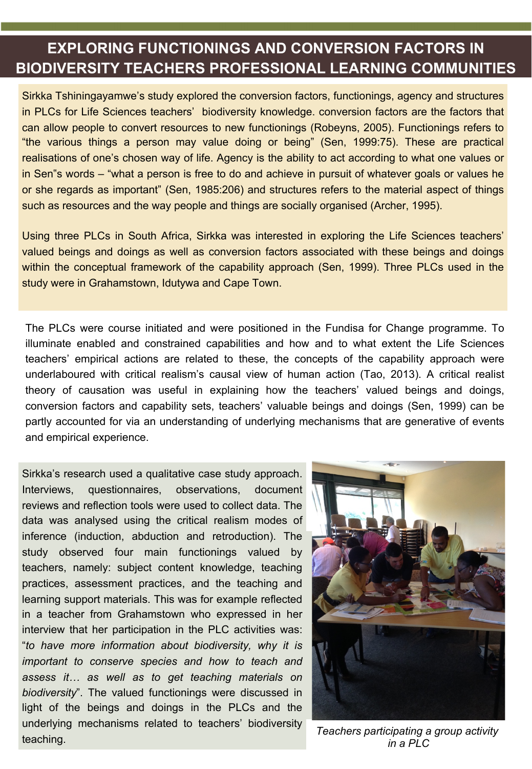# EXPLORING FUNCTIONINGS AND CONVERSION FACTORS IN BIODIVERSITY TEACHERS PROFESSIONAL LEARNING COMMUNITIES

Sirkka Tshiningayamwe's study explored the conversion factors, functionings, agency and structures in PLCs for Life Sciences teachers' biodiversity knowledge. conversion factors are the factors that can allow people to convert resources to new functionings (Robeyns, 2005). Functionings refers to "the various things a person may value doing or being" (Sen, 1999:75). These are practical realisations of one's chosen way of life. Agency is the ability to act according to what one values or in Sen"s words – "what a person is free to do and achieve in pursuit of whatever goals or values he or she regards as important" (Sen, 1985:206) and structures refers to the material aspect of things such as resources and the way people and things are socially organised (Archer, 1995).

Using three PLCs in South Africa, Sirkka was interested in exploring the Life Sciences teachers' valued beings and doings as well as conversion factors associated with these beings and doings within the conceptual framework of the capability approach (Sen, 1999). Three PLCs used in the study were in Grahamstown, Idutywa and Cape Town.

The PLCs were course initiated and were positioned in the Fundisa for Change programme. To illuminate enabled and constrained capabilities and how and to what extent the Life Sciences teachers' empirical actions are related to these, the concepts of the capability approach were underlaboured with critical realism's causal view of human action (Tao, 2013). A critical realist theory of causation was useful in explaining how the teachers' valued beings and doings, conversion factors and capability sets, teachers' valuable beings and doings (Sen, 1999) can be partly accounted for via an understanding of underlying mechanisms that are generative of events and empirical experience.

Sirkka's research used a qualitative case study approach. Interviews, questionnaires, observations, document reviews and reflection tools were used to collect data. The data was analysed using the critical realism modes of inference (induction, abduction and retroduction). The study observed four main functionings valued by teachers, namely: subject content knowledge, teaching practices, assessment practices, and the teaching and learning support materials. This was for example reflected in a teacher from Grahamstown who expressed in her interview that her participation in the PLC activities was: "*to have more information about biodiversity, why it is important to conserve species and how to teach and assess it… as well as to get teaching materials on biodiversity*". The valued functionings were discussed in light of the beings and doings in the PLCs and the underlying mechanisms related to teachers' biodiversity teaching.

*Teachers participating a group activity in a PLC*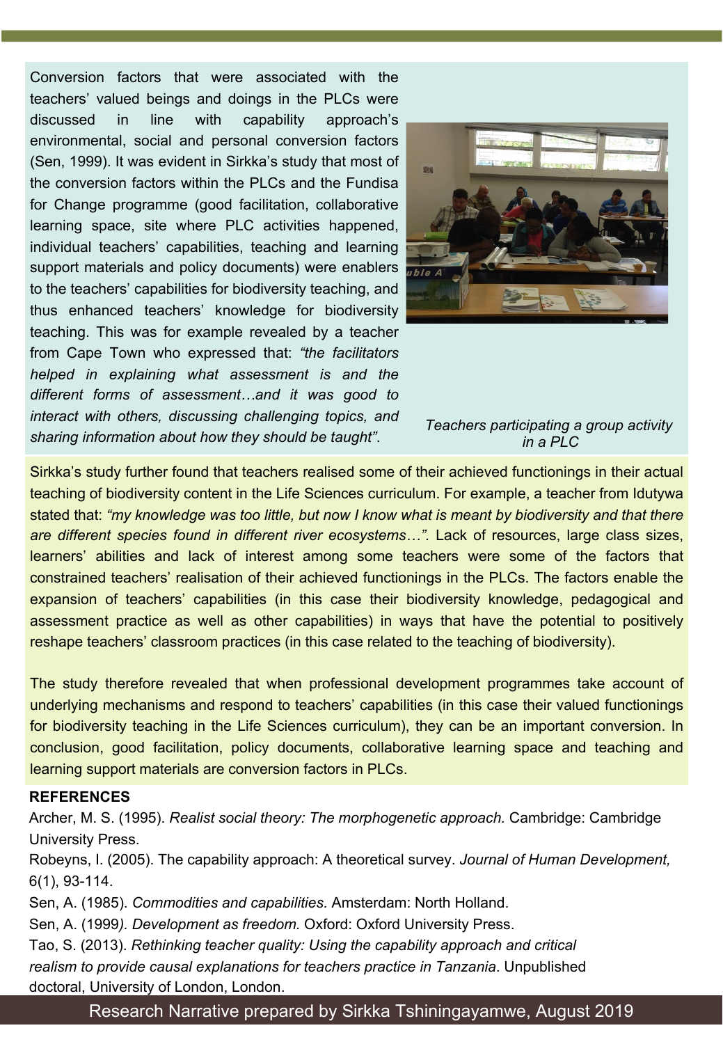Conversion factors that were associated with the teachers' valued beings and doings in the PLCs were discussed in line with capability approach's environmental, social and personal conversion factors (Sen, 1999). It was evident in Sirkka's study that most of the conversion factors within the PLCs and the Fundisa for Change programme (good facilitation, collaborative learning space, site where PLC activities happened, individual teachers' capabilities, teaching and learning support materials and policy documents) were enablers to the teachers' capabilities for biodiversity teaching, and thus enhanced teachers' knowledge for biodiversity teaching. This was for example revealed by a teacher from Cape Town who expressed that: *"the facilitators helped in explaining what assessment is and the different forms of assessment…and it was good to interact with others, discussing challenging topics, and sharing information about how they should be taught"*.

*Teachers participating a group activity in a PLC*

Sirkka's study further found that teachers realised some of their achieved functionings in their actual teaching of biodiversity content in the Life Sciences curriculum. For example, a teacher from Idutywa stated that: *"my knowledge was too little, but now I know what is meant by biodiversity and that there are different species found in different river ecosystems…"*. Lack of resources, large class sizes, learners' abilities and lack of interest among some teachers were some of the factors that constrained teachers' realisation of their achieved functionings in the PLCs. The factors enable the expansion of teachers' capabilities (in this case their biodiversity knowledge, pedagogical and assessment practice as well as other capabilities) in ways that have the potential to positively reshape teachers' classroom practices (in this case related to the teaching of biodiversity).

The study therefore revealed that when professional development programmes take account of underlying mechanisms and respond to teachers' capabilities (in this case their valued functionings for biodiversity teaching in the Life Sciences curriculum), they can be an important conversion. In conclusion, good facilitation, policy documents, collaborative learning space and teaching and learning support materials are conversion factors in PLCs.

**REFERENCES**

Archer, M. S. (1995). *Realist social theory: The morphogenetic approach.* Cambridge: Cambridge University Press.

Robeyns, I. (2005). The capability approach: A theoretical survey. *Journal of Human Development,* 6(1), 93-114.

Sen, A. (1985). *Commodities and capabilities.* Amsterdam: North Holland.

Sen, A. (1999). *Development as freedom.* Oxford: Oxford University Press.

Tao, S. (2013). *Rethinking teacher quality: Using the capability approach and critical realism to provide causal explanations for teachers practice in Tanzania*. Unpublished doctoral, University of London, London.

Research Narrative prepared by Sirkka Tshiningayamwe, August 2019